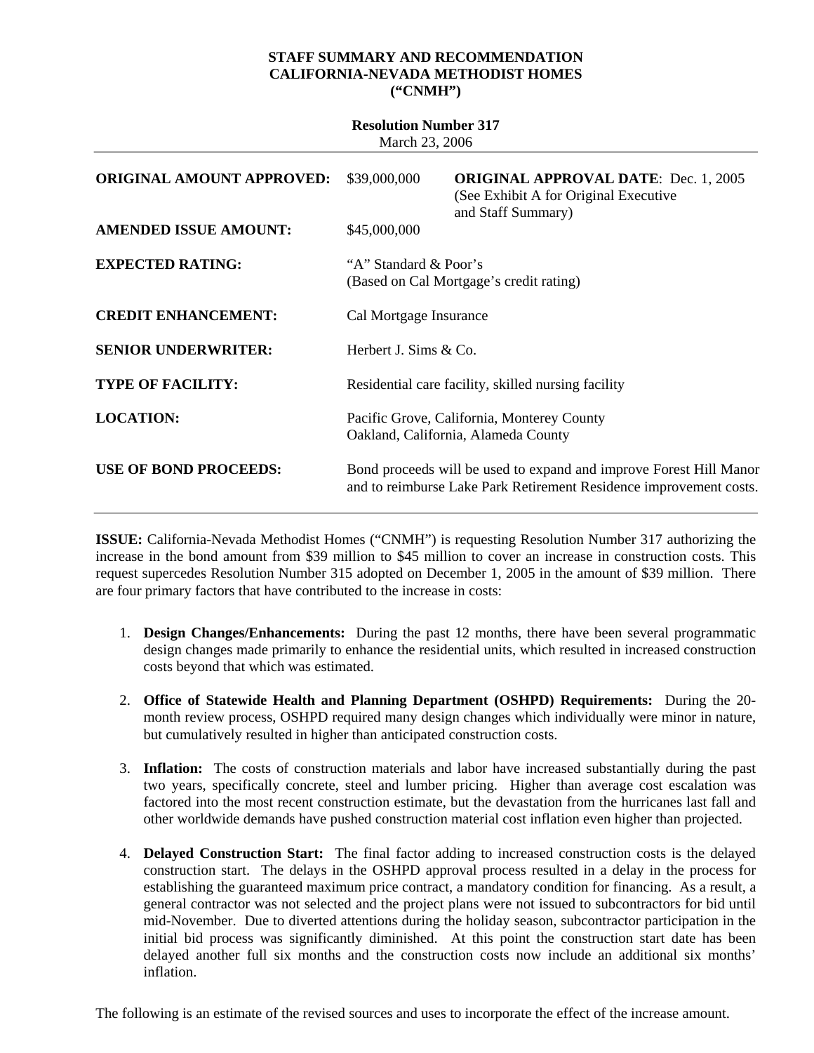**STAFF SUMMARY AND RECOMMENDATION**
**CALIFORNIA-NEVADA METHODIST HOMES**
**("CNMH")**

**Resolution Number 317**
March 23, 2006

| | | |
|---|---|---|
| **ORIGINAL AMOUNT APPROVED:** | $39,000,000 | **ORIGINAL APPROVAL DATE**: Dec. 1, 2005 (See Exhibit A for Original Executive and Staff Summary) |
| **AMENDED ISSUE AMOUNT:** | $45,000,000 | |
| **EXPECTED RATING:** | "A" Standard & Poor's (Based on Cal Mortgage's credit rating) | |
| **CREDIT ENHANCEMENT:** | Cal Mortgage Insurance | |
| **SENIOR UNDERWRITER:** | Herbert J. Sims & Co. | |
| **TYPE OF FACILITY:** | Residential care facility, skilled nursing facility | |
| **LOCATION:** | Pacific Grove, California, Monterey County; Oakland, California, Alameda County | |
| **USE OF BOND PROCEEDS:** | Bond proceeds will be used to expand and improve Forest Hill Manor and to reimburse Lake Park Retirement Residence improvement costs. | |

**ISSUE:** California-Nevada Methodist Homes ("CNMH") is requesting Resolution Number 317 authorizing the increase in the bond amount from $39 million to $45 million to cover an increase in construction costs. This request supercedes Resolution Number 315 adopted on December 1, 2005 in the amount of $39 million. There are four primary factors that have contributed to the increase in costs:

1. **Design Changes/Enhancements:** During the past 12 months, there have been several programmatic design changes made primarily to enhance the residential units, which resulted in increased construction costs beyond that which was estimated.

2. **Office of Statewide Health and Planning Department (OSHPD) Requirements:** During the 20-month review process, OSHPD required many design changes which individually were minor in nature, but cumulatively resulted in higher than anticipated construction costs.

3. **Inflation:** The costs of construction materials and labor have increased substantially during the past two years, specifically concrete, steel and lumber pricing. Higher than average cost escalation was factored into the most recent construction estimate, but the devastation from the hurricanes last fall and other worldwide demands have pushed construction material cost inflation even higher than projected.

4. **Delayed Construction Start:** The final factor adding to increased construction costs is the delayed construction start. The delays in the OSHPD approval process resulted in a delay in the process for establishing the guaranteed maximum price contract, a mandatory condition for financing. As a result, a general contractor was not selected and the project plans were not issued to subcontractors for bid until mid-November. Due to diverted attentions during the holiday season, subcontractor participation in the initial bid process was significantly diminished. At this point the construction start date has been delayed another full six months and the construction costs now include an additional six months' inflation.

The following is an estimate of the revised sources and uses to incorporate the effect of the increase amount.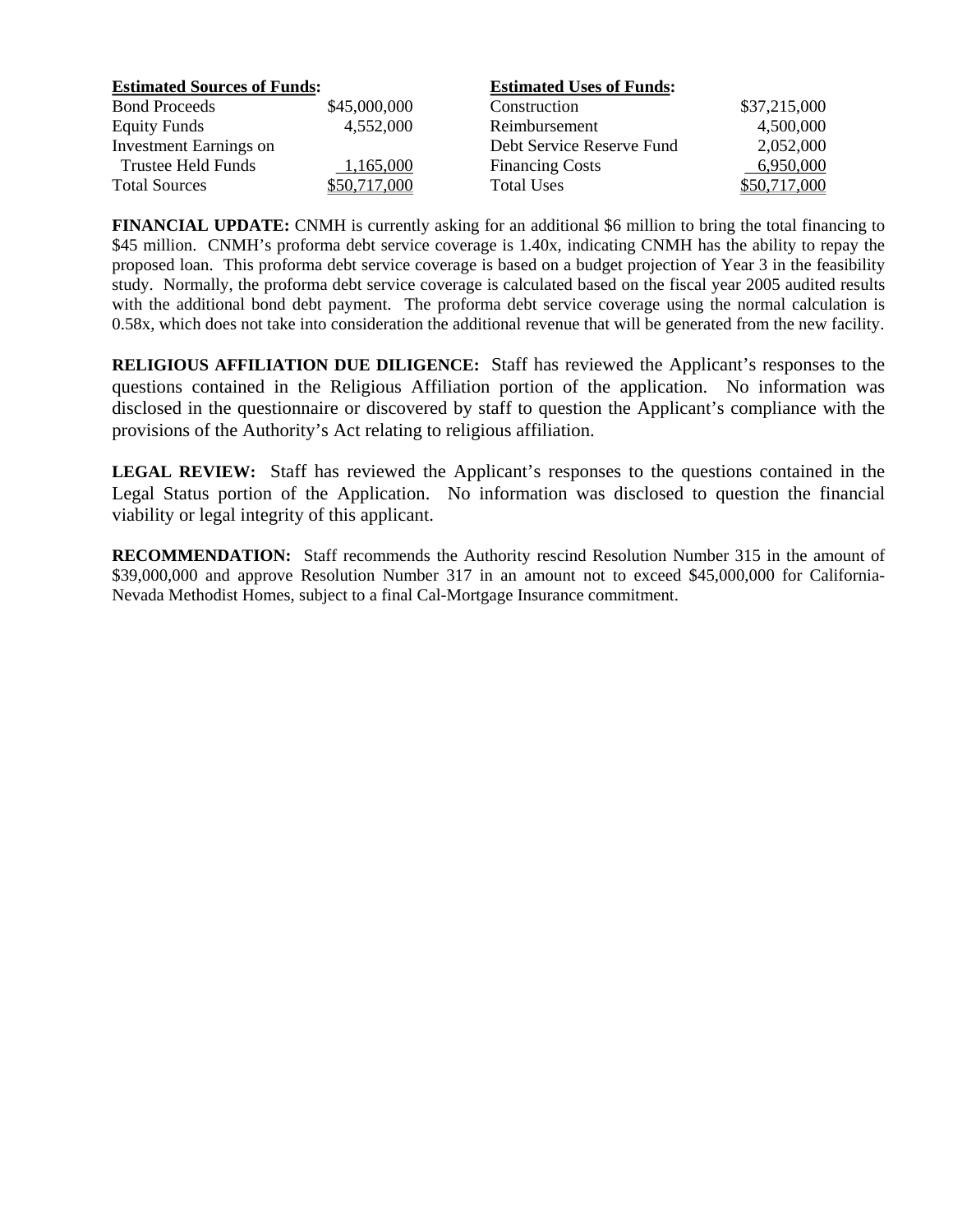| Estimated Sources of Funds: | | Estimated Uses of Funds: | |
|---|---|---|---|
| Bond Proceeds | $45,000,000 | Construction | $37,215,000 |
| Equity Funds | 4,552,000 | Reimbursement | 4,500,000 |
| Investment Earnings on Trustee Held Funds | 1,165,000 | Debt Service Reserve Fund | 2,052,000 |
| | | Financing Costs | 6,950,000 |
| Total Sources | $50,717,000 | Total Uses | $50,717,000 |

**FINANCIAL UPDATE:** CNMH is currently asking for an additional $6 million to bring the total financing to $45 million. CNMH's proforma debt service coverage is 1.40x, indicating CNMH has the ability to repay the proposed loan. This proforma debt service coverage is based on a budget projection of Year 3 in the feasibility study. Normally, the proforma debt service coverage is calculated based on the fiscal year 2005 audited results with the additional bond debt payment. The proforma debt service coverage using the normal calculation is 0.58x, which does not take into consideration the additional revenue that will be generated from the new facility.

**RELIGIOUS AFFILIATION DUE DILIGENCE:** Staff has reviewed the Applicant's responses to the questions contained in the Religious Affiliation portion of the application. No information was disclosed in the questionnaire or discovered by staff to question the Applicant's compliance with the provisions of the Authority's Act relating to religious affiliation.

**LEGAL REVIEW:** Staff has reviewed the Applicant's responses to the questions contained in the Legal Status portion of the Application. No information was disclosed to question the financial viability or legal integrity of this applicant.

**RECOMMENDATION:** Staff recommends the Authority rescind Resolution Number 315 in the amount of $39,000,000 and approve Resolution Number 317 in an amount not to exceed $45,000,000 for California-Nevada Methodist Homes, subject to a final Cal-Mortgage Insurance commitment.